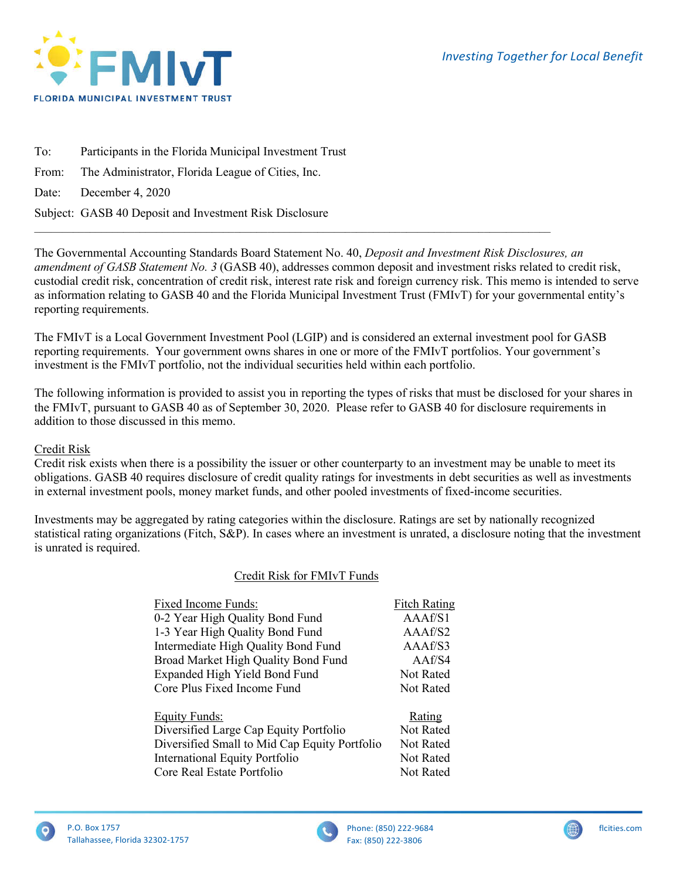FMIvT
FLORIDA MUNICIPAL INVESTMENT TRUST

*Investing Together for Local Benefit*

To: Participants in the Florida Municipal Investment Trust

From: The Administrator, Florida League of Cities, Inc.

Date: December 4, 2020

Subject: GASB 40 Deposit and Investment Risk Disclosure

---

The Governmental Accounting Standards Board Statement No. 40, *Deposit and Investment Risk Disclosures, an amendment of GASB Statement No. 3* (GASB 40), addresses common deposit and investment risks related to credit risk, custodial credit risk, concentration of credit risk, interest rate risk and foreign currency risk. This memo is intended to serve as information relating to GASB 40 and the Florida Municipal Investment Trust (FMIvT) for your governmental entity's reporting requirements.

The FMIvT is a Local Government Investment Pool (LGIP) and is considered an external investment pool for GASB reporting requirements. Your government owns shares in one or more of the FMIvT portfolios. Your government's investment is the FMIvT portfolio, not the individual securities held within each portfolio.

The following information is provided to assist you in reporting the types of risks that must be disclosed for your shares in the FMIvT, pursuant to GASB 40 as of September 30, 2020. Please refer to GASB 40 for disclosure requirements in addition to those discussed in this memo.

## Credit Risk

Credit risk exists when there is a possibility the issuer or other counterparty to an investment may be unable to meet its obligations. GASB 40 requires disclosure of credit quality ratings for investments in debt securities as well as investments in external investment pools, money market funds, and other pooled investments of fixed-income securities.

Investments may be aggregated by rating categories within the disclosure. Ratings are set by nationally recognized statistical rating organizations (Fitch, S&P). In cases where an investment is unrated, a disclosure noting that the investment is unrated is required.

### Credit Risk for FMIvT Funds

| Fixed Income Funds: | Fitch Rating |
|---|---|
| 0-2 Year High Quality Bond Fund | AAAf/S1 |
| 1-3 Year High Quality Bond Fund | AAAf/S2 |
| Intermediate High Quality Bond Fund | AAAf/S3 |
| Broad Market High Quality Bond Fund | AAf/S4 |
| Expanded High Yield Bond Fund | Not Rated |
| Core Plus Fixed Income Fund | Not Rated |

| Equity Funds: | Rating |
|---|---|
| Diversified Large Cap Equity Portfolio | Not Rated |
| Diversified Small to Mid Cap Equity Portfolio | Not Rated |
| International Equity Portfolio | Not Rated |
| Core Real Estate Portfolio | Not Rated |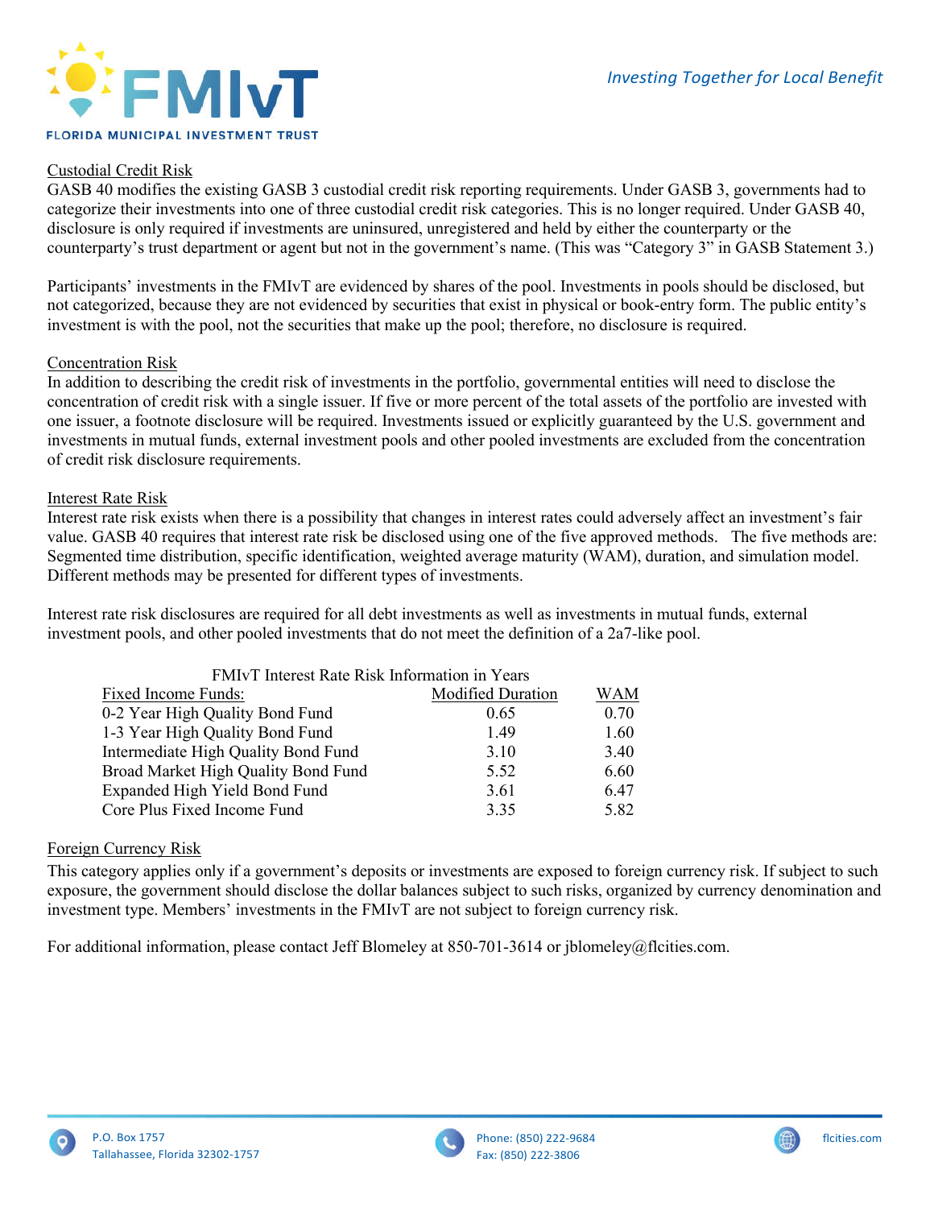## Custodial Credit Risk

GASB 40 modifies the existing GASB 3 custodial credit risk reporting requirements. Under GASB 3, governments had to categorize their investments into one of three custodial credit risk categories. This is no longer required. Under GASB 40, disclosure is only required if investments are uninsured, unregistered and held by either the counterparty or the counterparty's trust department or agent but not in the government's name. (This was "Category 3" in GASB Statement 3.)

Participants' investments in the FMIvT are evidenced by shares of the pool. Investments in pools should be disclosed, but not categorized, because they are not evidenced by securities that exist in physical or book-entry form. The public entity's investment is with the pool, not the securities that make up the pool; therefore, no disclosure is required.

## Concentration Risk

In addition to describing the credit risk of investments in the portfolio, governmental entities will need to disclose the concentration of credit risk with a single issuer. If five or more percent of the total assets of the portfolio are invested with one issuer, a footnote disclosure will be required. Investments issued or explicitly guaranteed by the U.S. government and investments in mutual funds, external investment pools and other pooled investments are excluded from the concentration of credit risk disclosure requirements.

## Interest Rate Risk

Interest rate risk exists when there is a possibility that changes in interest rates could adversely affect an investment's fair value. GASB 40 requires that interest rate risk be disclosed using one of the five approved methods. The five methods are: Segmented time distribution, specific identification, weighted average maturity (WAM), duration, and simulation model. Different methods may be presented for different types of investments.

Interest rate risk disclosures are required for all debt investments as well as investments in mutual funds, external investment pools, and other pooled investments that do not meet the definition of a 2a7-like pool.

FMIvT Interest Rate Risk Information in Years

| Fixed Income Funds: | Modified Duration | WAM |
|---|---|---|
| 0-2 Year High Quality Bond Fund | 0.65 | 0.70 |
| 1-3 Year High Quality Bond Fund | 1.49 | 1.60 |
| Intermediate High Quality Bond Fund | 3.10 | 3.40 |
| Broad Market High Quality Bond Fund | 5.52 | 6.60 |
| Expanded High Yield Bond Fund | 3.61 | 6.47 |
| Core Plus Fixed Income Fund | 3.35 | 5.82 |

## Foreign Currency Risk

This category applies only if a government's deposits or investments are exposed to foreign currency risk. If subject to such exposure, the government should disclose the dollar balances subject to such risks, organized by currency denomination and investment type. Members' investments in the FMIvT are not subject to foreign currency risk.

For additional information, please contact Jeff Blomeley at 850-701-3614 or jblomeley@flcities.com.